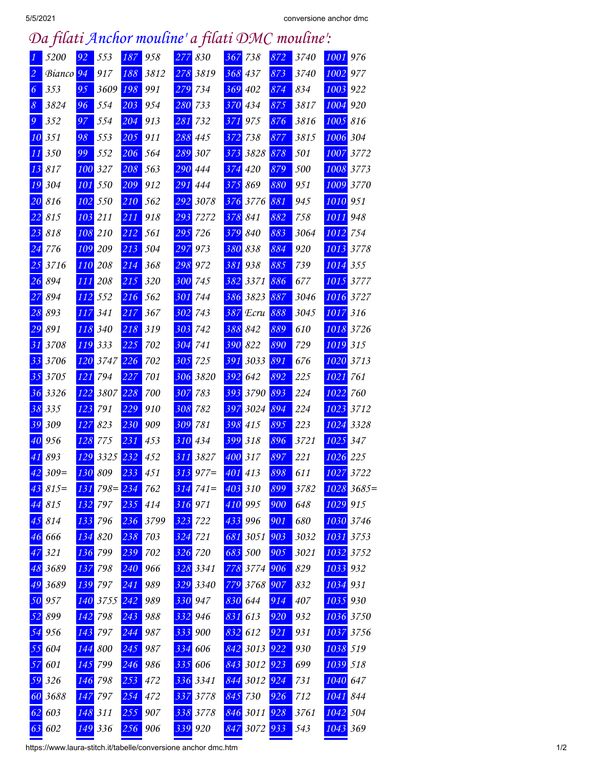# Da filati Anchor mouline' a filati DMC mouline':

| | | | | | | | | | | | | | |
|---|---|---|---|---|---|---|---|---|---|---|---|---|---|
| 1 | 5200 | 92 | 553 | 187 | 958 | 277 | 830 | 367 | 738 | 872 | 3740 | 1001 | 976 |
| 2 | Bianco | 94 | 917 | 188 | 3812 | 278 | 3819 | 368 | 437 | 873 | 3740 | 1002 | 977 |
| 6 | 353 | 95 | 3609 | 198 | 991 | 279 | 734 | 369 | 402 | 874 | 834 | 1003 | 922 |
| 8 | 3824 | 96 | 554 | 203 | 954 | 280 | 733 | 370 | 434 | 875 | 3817 | 1004 | 920 |
| 9 | 352 | 97 | 554 | 204 | 913 | 281 | 732 | 371 | 975 | 876 | 3816 | 1005 | 816 |
| 10 | 351 | 98 | 553 | 205 | 911 | 288 | 445 | 372 | 738 | 877 | 3815 | 1006 | 304 |
| 11 | 350 | 99 | 552 | 206 | 564 | 289 | 307 | 373 | 3828 | 878 | 501 | 1007 | 3772 |
| 13 | 817 | 100 | 327 | 208 | 563 | 290 | 444 | 374 | 420 | 879 | 500 | 1008 | 3773 |
| 19 | 304 | 101 | 550 | 209 | 912 | 291 | 444 | 375 | 869 | 880 | 951 | 1009 | 3770 |
| 20 | 816 | 102 | 550 | 210 | 562 | 292 | 3078 | 376 | 3776 | 881 | 945 | 1010 | 951 |
| 22 | 815 | 103 | 211 | 211 | 918 | 293 | 7272 | 378 | 841 | 882 | 758 | 1011 | 948 |
| 23 | 818 | 108 | 210 | 212 | 561 | 295 | 726 | 379 | 840 | 883 | 3064 | 1012 | 754 |
| 24 | 776 | 109 | 209 | 213 | 504 | 297 | 973 | 380 | 838 | 884 | 920 | 1013 | 3778 |
| 25 | 3716 | 110 | 208 | 214 | 368 | 298 | 972 | 381 | 938 | 885 | 739 | 1014 | 355 |
| 26 | 894 | 111 | 208 | 215 | 320 | 300 | 745 | 382 | 3371 | 886 | 677 | 1015 | 3777 |
| 27 | 894 | 112 | 552 | 216 | 562 | 301 | 744 | 386 | 3823 | 887 | 3046 | 1016 | 3727 |
| 28 | 893 | 117 | 341 | 217 | 367 | 302 | 743 | 387 | Ecru | 888 | 3045 | 1017 | 316 |
| 29 | 891 | 118 | 340 | 218 | 319 | 303 | 742 | 388 | 842 | 889 | 610 | 1018 | 3726 |
| 31 | 3708 | 119 | 333 | 225 | 702 | 304 | 741 | 390 | 822 | 890 | 729 | 1019 | 315 |
| 33 | 3706 | 120 | 3747 | 226 | 702 | 305 | 725 | 391 | 3033 | 891 | 676 | 1020 | 3713 |
| 35 | 3705 | 121 | 794 | 227 | 701 | 306 | 3820 | 392 | 642 | 892 | 225 | 1021 | 761 |
| 36 | 3326 | 122 | 3807 | 228 | 700 | 307 | 783 | 393 | 3790 | 893 | 224 | 1022 | 760 |
| 38 | 335 | 123 | 791 | 229 | 910 | 308 | 782 | 397 | 3024 | 894 | 224 | 1023 | 3712 |
| 39 | 309 | 127 | 823 | 230 | 909 | 309 | 781 | 398 | 415 | 895 | 223 | 1024 | 3328 |
| 40 | 956 | 128 | 775 | 231 | 453 | 310 | 434 | 399 | 318 | 896 | 3721 | 1025 | 347 |
| 41 | 893 | 129 | 3325 | 232 | 452 | 311 | 3827 | 400 | 317 | 897 | 221 | 1026 | 225 |
| 42 | 309= | 130 | 809 | 233 | 451 | 313 | 977= | 401 | 413 | 898 | 611 | 1027 | 3722 |
| 43 | 815= | 131 | 798= | 234 | 762 | 314 | 741= | 403 | 310 | 899 | 3782 | 1028 | 3685= |
| 44 | 815 | 132 | 797 | 235 | 414 | 316 | 971 | 410 | 995 | 900 | 648 | 1029 | 915 |
| 45 | 814 | 133 | 796 | 236 | 3799 | 323 | 722 | 433 | 996 | 901 | 680 | 1030 | 3746 |
| 46 | 666 | 134 | 820 | 238 | 703 | 324 | 721 | 681 | 3051 | 903 | 3032 | 1031 | 3753 |
| 47 | 321 | 136 | 799 | 239 | 702 | 326 | 720 | 683 | 500 | 905 | 3021 | 1032 | 3752 |
| 48 | 3689 | 137 | 798 | 240 | 966 | 328 | 3341 | 778 | 3774 | 906 | 829 | 1033 | 932 |
| 49 | 3689 | 139 | 797 | 241 | 989 | 329 | 3340 | 779 | 3768 | 907 | 832 | 1034 | 931 |
| 50 | 957 | 140 | 3755 | 242 | 989 | 330 | 947 | 830 | 644 | 914 | 407 | 1035 | 930 |
| 52 | 899 | 142 | 798 | 243 | 988 | 332 | 946 | 831 | 613 | 920 | 932 | 1036 | 3750 |
| 54 | 956 | 143 | 797 | 244 | 987 | 333 | 900 | 832 | 612 | 921 | 931 | 1037 | 3756 |
| 55 | 604 | 144 | 800 | 245 | 987 | 334 | 606 | 842 | 3013 | 922 | 930 | 1038 | 519 |
| 57 | 601 | 145 | 799 | 246 | 986 | 335 | 606 | 843 | 3012 | 923 | 699 | 1039 | 518 |
| 59 | 326 | 146 | 798 | 253 | 472 | 336 | 3341 | 844 | 3012 | 924 | 731 | 1040 | 647 |
| 60 | 3688 | 147 | 797 | 254 | 472 | 337 | 3778 | 845 | 730 | 926 | 712 | 1041 | 844 |
| 62 | 603 | 148 | 311 | 255 | 907 | 338 | 3778 | 846 | 3011 | 928 | 3761 | 1042 | 504 |
| 63 | 602 | 149 | 336 | 256 | 906 | 339 | 920 | 847 | 3072 | 933 | 543 | 1043 | 369 |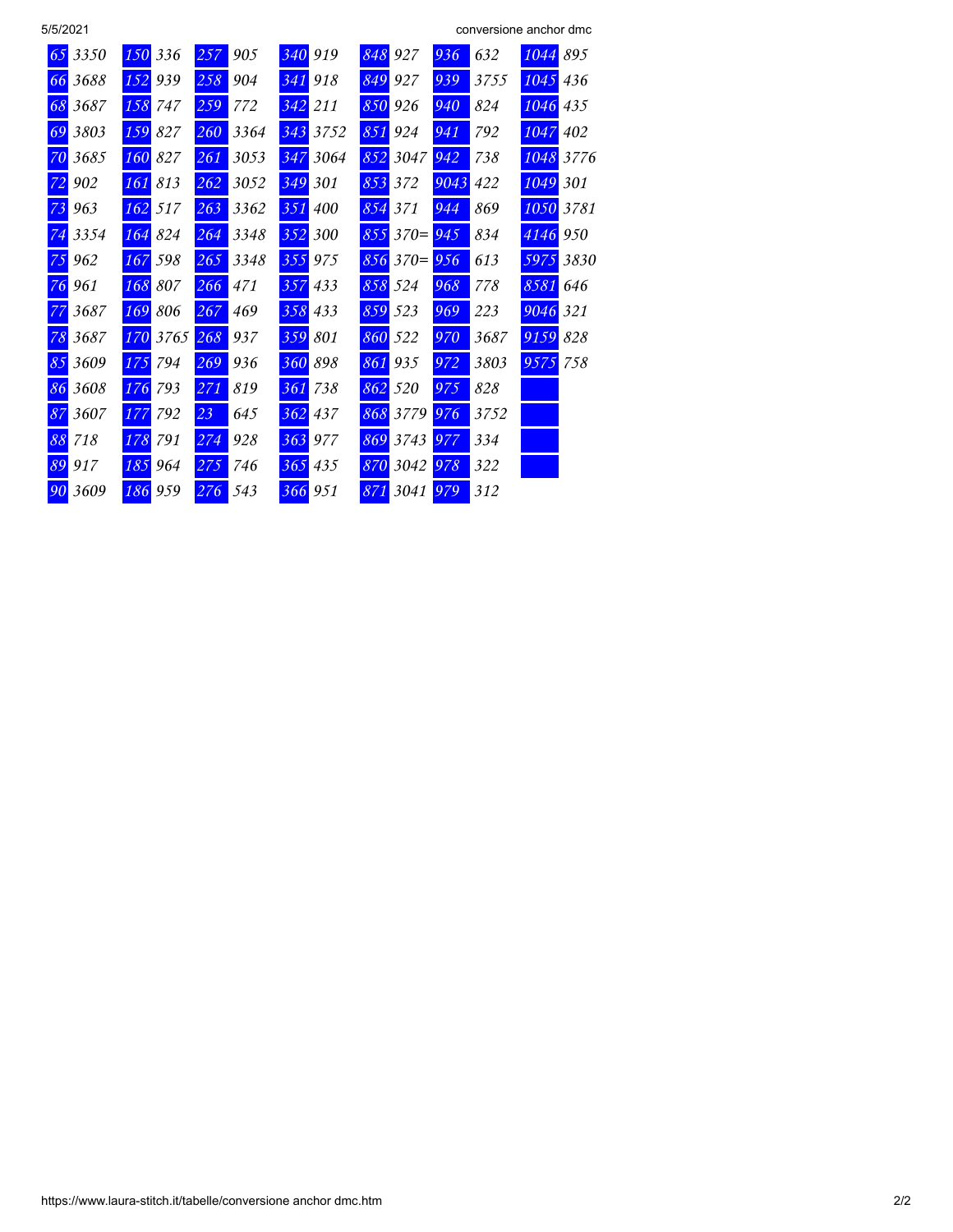| | | | | | | | | | | | | | |
|---|---|---|---|---|---|---|---|---|---|---|---|---|---|
| 65 | 3350 | 150 | 336 | 257 | 905 | 340 | 919 | 848 | 927 | 936 | 632 | 1044 | 895 |
| 66 | 3688 | 152 | 939 | 258 | 904 | 341 | 918 | 849 | 927 | 939 | 3755 | 1045 | 436 |
| 68 | 3687 | 158 | 747 | 259 | 772 | 342 | 211 | 850 | 926 | 940 | 824 | 1046 | 435 |
| 69 | 3803 | 159 | 827 | 260 | 3364 | 343 | 3752 | 851 | 924 | 941 | 792 | 1047 | 402 |
| 70 | 3685 | 160 | 827 | 261 | 3053 | 347 | 3064 | 852 | 3047 | 942 | 738 | 1048 | 3776 |
| 72 | 902 | 161 | 813 | 262 | 3052 | 349 | 301 | 853 | 372 | 9043 | 422 | 1049 | 301 |
| 73 | 963 | 162 | 517 | 263 | 3362 | 351 | 400 | 854 | 371 | 944 | 869 | 1050 | 3781 |
| 74 | 3354 | 164 | 824 | 264 | 3348 | 352 | 300 | 855 | 370= | 945 | 834 | 4146 | 950 |
| 75 | 962 | 167 | 598 | 265 | 3348 | 355 | 975 | 856 | 370= | 956 | 613 | 5975 | 3830 |
| 76 | 961 | 168 | 807 | 266 | 471 | 357 | 433 | 858 | 524 | 968 | 778 | 8581 | 646 |
| 77 | 3687 | 169 | 806 | 267 | 469 | 358 | 433 | 859 | 523 | 969 | 223 | 9046 | 321 |
| 78 | 3687 | 170 | 3765 | 268 | 937 | 359 | 801 | 860 | 522 | 970 | 3687 | 9159 | 828 |
| 85 | 3609 | 175 | 794 | 269 | 936 | 360 | 898 | 861 | 935 | 972 | 3803 | 9575 | 758 |
| 86 | 3608 | 176 | 793 | 271 | 819 | 361 | 738 | 862 | 520 | 975 | 828 | | |
| 87 | 3607 | 177 | 792 | 23 | 645 | 362 | 437 | 868 | 3779 | 976 | 3752 | | |
| 88 | 718 | 178 | 791 | 274 | 928 | 363 | 977 | 869 | 3743 | 977 | 334 | | |
| 89 | 917 | 185 | 964 | 275 | 746 | 365 | 435 | 870 | 3042 | 978 | 322 | | |
| 90 | 3609 | 186 | 959 | 276 | 543 | 366 | 951 | 871 | 3041 | 979 | 312 | | |